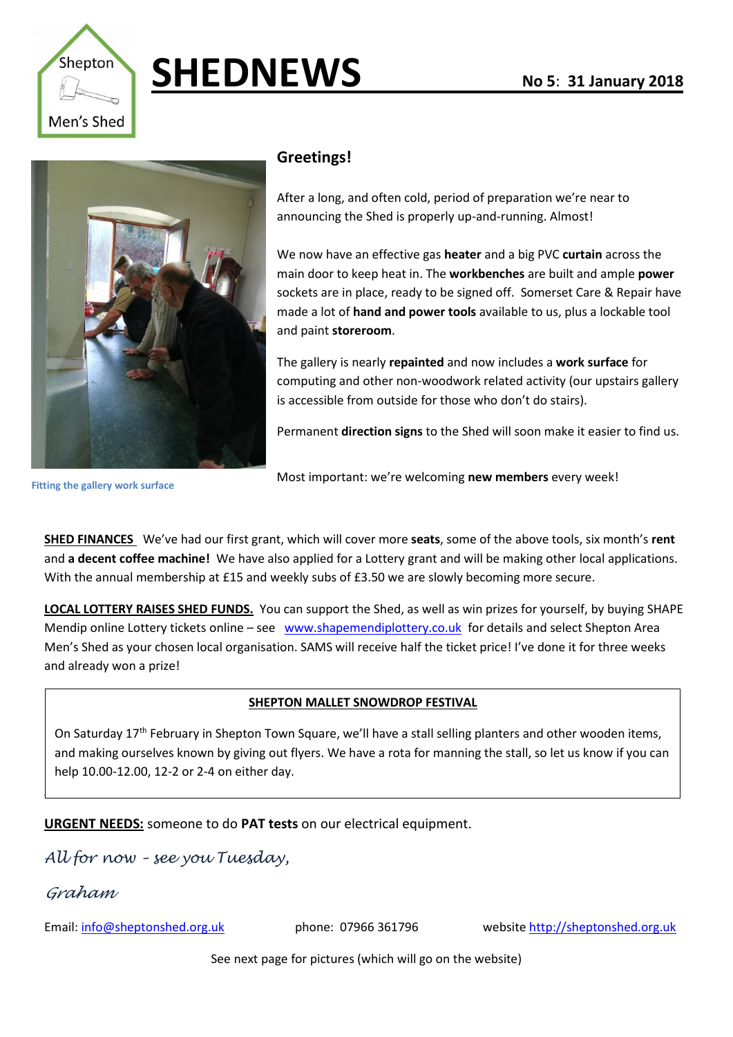Shepton Men's Shed

# SHEDNEWS

**No 5**: **31 January 2018**

## Greetings!

After a long, and often cold, period of preparation we're near to announcing the Shed is properly up-and-running. Almost!

We now have an effective gas **heater** and a big PVC **curtain** across the main door to keep heat in. The **workbenches** are built and ample **power** sockets are in place, ready to be signed off. Somerset Care & Repair have made a lot of **hand and power tools** available to us, plus a lockable tool and paint **storeroom**.

The gallery is nearly **repainted** and now includes a **work surface** for computing and other non-woodwork related activity (our upstairs gallery is accessible from outside for those who don't do stairs).

Permanent **direction signs** to the Shed will soon make it easier to find us.

Most important: we're welcoming **new members** every week!

Fitting the gallery work surface

**SHED FINANCES** We've had our first grant, which will cover more **seats**, some of the above tools, six month's **rent** and **a decent coffee machine!** We have also applied for a Lottery grant and will be making other local applications. With the annual membership at £15 and weekly subs of £3.50 we are slowly becoming more secure.

**LOCAL LOTTERY RAISES SHED FUNDS.** You can support the Shed, as well as win prizes for yourself, by buying SHAPE Mendip online Lottery tickets online – see www.shapemendiplottery.co.uk for details and select Shepton Area Men's Shed as your chosen local organisation. SAMS will receive half the ticket price! I've done it for three weeks and already won a prize!

**SHEPTON MALLET SNOWDROP FESTIVAL**

On Saturday 17th February in Shepton Town Square, we'll have a stall selling planters and other wooden items, and making ourselves known by giving out flyers. We have a rota for manning the stall, so let us know if you can help 10.00-12.00, 12-2 or 2-4 on either day.

**URGENT NEEDS:** someone to do **PAT tests** on our electrical equipment.

*All for now – see you Tuesday,*

*Graham*

Email: info@sheptonshed.org.uk phone: 07966 361796 website http://sheptonshed.org.uk

See next page for pictures (which will go on the website)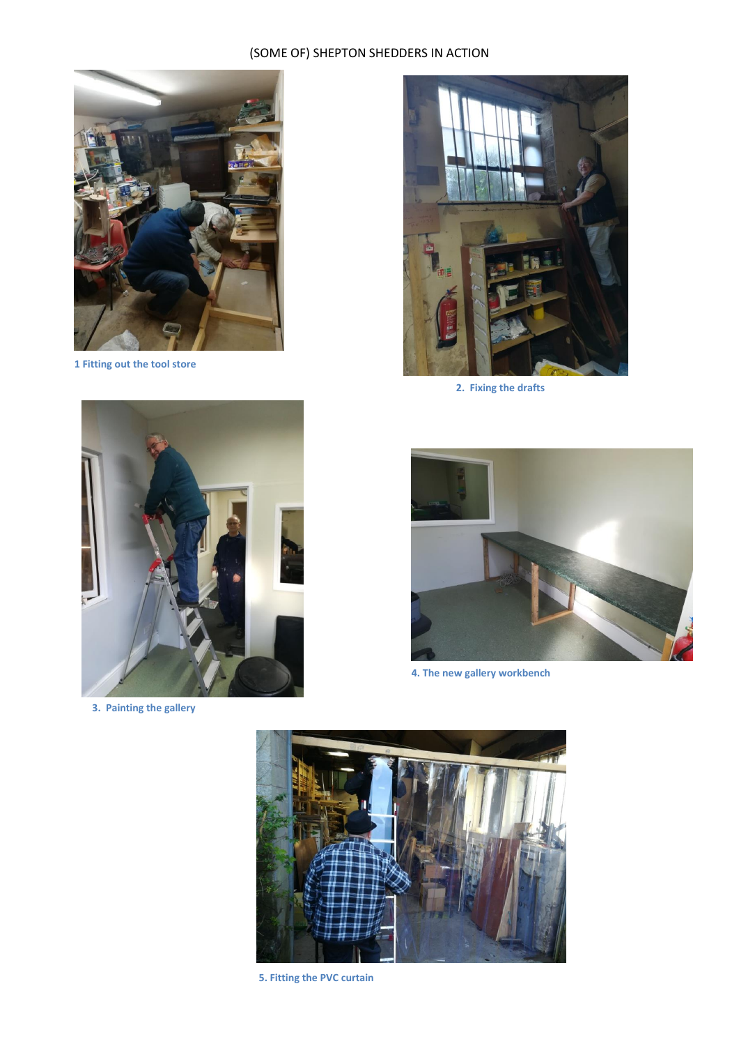# (SOME OF) SHEPTON SHEDDERS IN ACTION

**1 Fitting out the tool store**

**2. Fixing the drafts**

**3. Painting the gallery**

**4. The new gallery workbench**

**5. Fitting the PVC curtain**